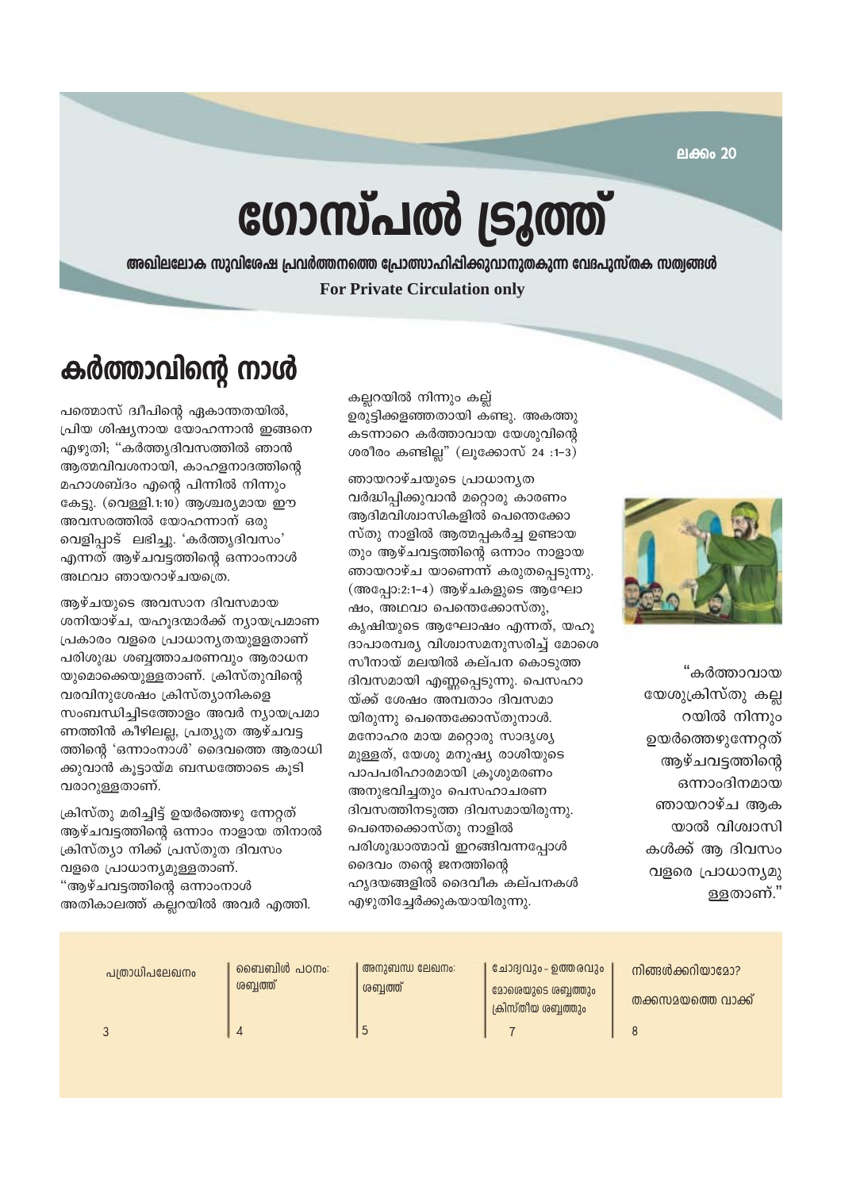ലക്കം 20

# ഗോസ്പൽ ട്രൂത്ത്

**അഖിലലോക സുവിശേഷ പ്രവർത്തനത്തെ പ്രോത്സാഹിപ്പിക്കുവാനുതകുന്ന വേദപുസ്തക സത്യങ്ങൾ**

**For Private Circulation only**

## കർത്താവിന്റെ നാൾ

പത്മൊസ് ദ്വീപിന്റെ ഏകാന്തതയിൽ, പ്രിയ ശിഷ്യനായ യോഹന്നാൻ ഇങ്ങനെ എഴുതി; "കർത്തൃദിവസത്തിൽ ഞാൻ ആത്മവിവശനായി, കാഹളനാദത്തിന്റെ മഹാശബ്ദം എന്റെ പിന്നിൽ നിന്നും കേട്ടു. (വെളി.1:10) ആശ്ചര്യമായ ഈ അവസരത്തിൽ യോഹന്നാന് ഒരു വെളിപ്പാട് ലഭിച്ചു. 'കർത്തൃദിവസം' എന്നത് ആഴ്ചവട്ടത്തിന്റെ ഒന്നാംനാൾ അഥവാ ഞായറാഴ്ചയത്രെ.

ആഴ്ചയുടെ അവസാന ദിവസമായ ശനിയാഴ്ച, യഹൂദന്മാർക്ക് ന്യായപ്രമാണ പ്രകാരം വളരെ പ്രാധാന്യതയുള്ളതാണ് പരിശുദ്ധ ശബ്ബത്താചരണവും ആരാധന യുമൊക്കെയുള്ളതാണ്. ക്രിസ്തുവിന്റെ വരവിനുശേഷം ക്രിസ്ത്യാനികളെ സംബന്ധിച്ചിടത്തോളം അവർ ന്യായപ്രമാ ണത്തിൻ കീഴിലല്ല, പ്രത്യുത ആഴ്ചവട്ട ത്തിന്റെ 'ഒന്നാംനാൾ' ദൈവത്തെ ആരാധി ക്കുവാൻ കൂട്ടായ്മ ബന്ധത്തോടെ കൂടി വരാറുള്ളതാണ്.

ക്രിസ്തു മരിച്ചിട്ട് ഉയർത്തെഴു ന്നേറ്റത് ആഴ്ചവട്ടത്തിന്റെ ഒന്നാം നാളായ തിനാൽ ക്രിസ്ത്യാ നിക്ക് പ്രസ്തുത ദിവസം വളരെ പ്രാധാന്യമുള്ളതാണ്. "ആഴ്ചവട്ടത്തിന്റെ ഒന്നാംനാൾ അതികാലത്ത് കല്ലറയിൽ അവർ എത്തി. കല്ലറയിൽ നിന്നും കല്ല് ഉരുട്ടിക്കളഞ്ഞതായി കണ്ടു. അകത്തു കടന്നാറെ കർത്താവായ യേശുവിന്റെ ശരീരം കണ്ടില്ല" (ലൂക്കോസ് 24 :1–3)

ഞായറാഴ്ചയുടെ പ്രാധാന്യത വർദ്ധിപ്പിക്കുവാൻ മറ്റൊരു കാരണം ആദിമവിശ്വാസികളിൽ പെന്തെക്കോ സ്തു നാളിൽ ആത്മപ്പകർച്ച ഉണ്ടായ തും ആഴ്ചവട്ടത്തിന്റെ ഒന്നാം നാളായ ഞായറാഴ്ച യാണെന്ന് കരുതപ്പെടുന്നു. (അപ്പോ:2:1–4) ആഴ്ചകളുടെ ആഘോ ഷം, അഥവാ പെന്തെക്കോസ്തു, കൃഷിയുടെ ആഘോഷം എന്നത്, യഹൂ ദാപാരമ്പര്യ വിശ്വാസമനുസരിച്ച് മോശെ സീനായ് മലയിൽ കല്പന കൊടുത്ത ദിവസമായി എണ്ണപ്പെടുന്നു. പെസഹാ യ്ക്ക് ശേഷം അമ്പതാം ദിവസമാ യിരുന്നു പെന്തെക്കോസ്തുനാൾ. മനോഹര മായ മറ്റൊരു സാദൃശ്യ മുള്ളത്, യേശു മനുഷ്യ രാശിയുടെ പാപപരിഹാരമായി ക്രൂശുമരണം അനുഭവിച്ചതും പെസഹാചരണ ദിവസത്തിനടുത്ത ദിവസമായിരുന്നു. പെന്തെക്കൊസ്തു നാളിൽ പരിശുദ്ധാത്മാവ് ഇറങ്ങിവന്നപ്പോൾ ദൈവം തന്റെ ജനത്തിന്റെ ഹൃദയങ്ങളിൽ ദൈവീക കല്പനകൾ എഴുതിച്ചേർക്കുകയായിരുന്നു.

"കർത്താവായ യേശുക്രിസ്തു കല്ല റയിൽ നിന്നും ഉയർത്തെഴുന്നേറ്റത് ആഴ്ചവട്ടത്തിന്റെ ഒന്നാംദിനമായ ഞായറാഴ്ച ആക യാൽ വിശ്വാസി കൾക്ക് ആ ദിവസം വളരെ പ്രാധാന്യമു ള്ളതാണ്."

| പത്രാധിപലേഖനം | ബൈബിൾ പഠനം: ശബ്ബത്ത് | അനുബന്ധ ലേഖനം: ശബ്ബത്ത് | ചോദ്യവും - ഉത്തരവും മോശെയുടെ ശബ്ബത്തും ക്രിസ്തീയ ശബ്ബത്തും | നിങ്ങൾക്കറിയാമോ? തക്കസമയത്തെ വാക്ക് |
|---|---|---|---|---|
| 3 | 4 | 5 | 7 | 8 |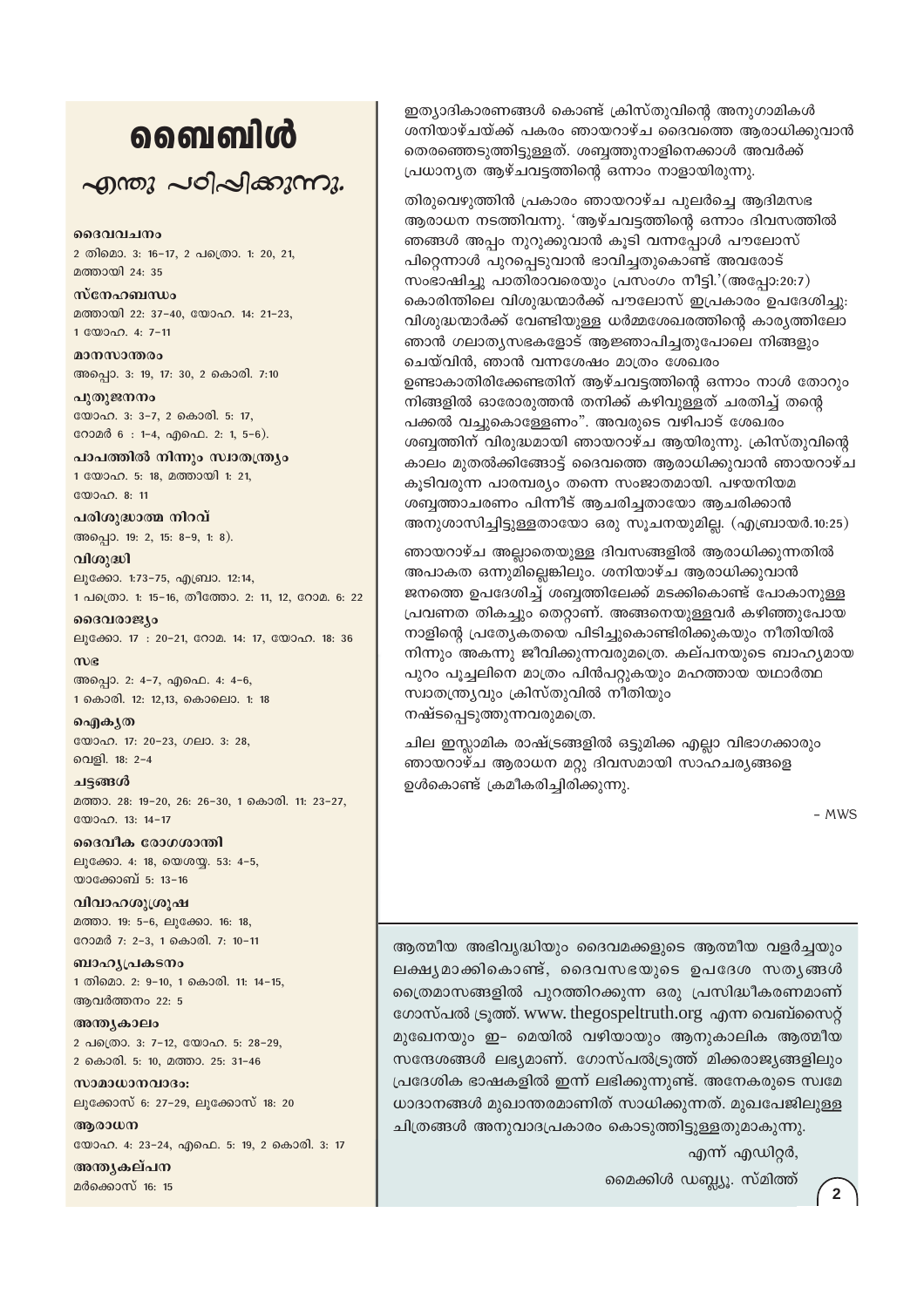# ബൈബിൾ

## എന്തു പഠിപ്പിക്കുന്നു.

**ദൈവവചനം**
2 തിമൊ. 3: 16–17, 2 പത്രൊ. 1: 20, 21, മത്തായി 24: 35

**സ്നേഹബന്ധം**
മത്തായി 22: 37–40, യോഹ. 14: 21–23, 1 യോഹ. 4: 7–11

**മാനസാന്തരം**
അപ്പൊ. 3: 19, 17: 30, 2 കൊരി. 7:10

**പുതുജനനം**
യോഹ. 3: 3–7, 2 കൊരി. 5: 17, റോമർ 6 : 1–4, എഫെ. 2: 1, 5–6).

**പാപത്തിൽ നിന്നും സ്വാതന്ത്ര്യം**
1 യോഹ. 5: 18, മത്തായി 1: 21, യോഹ. 8: 11

**പരിശുദ്ധാത്മ നിറവ്**
അപ്പൊ. 19: 2, 15: 8–9, 1: 8).

**വിശുദ്ധി**
ലൂക്കോ. 1:73–75, എബ്രാ. 12:14, 1 പത്രൊ. 1: 15–16, തീത്തോ. 2: 11, 12, റോമ. 6: 22

**ദൈവരാജ്യം**
ലൂക്കോ. 17 : 20–21, റോമ. 14: 17, യോഹ. 18: 36

**സഭ**
അപ്പൊ. 2: 4–7, എഫെ. 4: 4–6, 1 കൊരി. 12: 12,13, കൊലൊ. 1: 18

**ഐക്യത**
യോഹ. 17: 20–23, ഗലാ. 3: 28, വെളി. 18: 2–4

**ചട്ടങ്ങൾ**
മത്താ. 28: 19–20, 26: 26–30, 1 കൊരി. 11: 23–27, യോഹ. 13: 14–17

**ദൈവീക രോഗശാന്തി**
ലൂക്കോ. 4: 18, യെശയ്യ. 53: 4–5, യാക്കോബ് 5: 13–16

**വിവാഹശുശ്രൂഷ**
മത്താ. 19: 5–6, ലൂക്കോ. 16: 18, റോമർ 7: 2–3, 1 കൊരി. 7: 10–11

**ബാഹ്യപ്രകടനം**
1 തിമൊ. 2: 9–10, 1 കൊരി. 11: 14–15, ആവർത്തനം 22: 5

**അന്ത്യകാലം**
2 പത്രൊ. 3: 7–12, യോഹ. 5: 28–29, 2 കൊരി. 5: 10, മത്താ. 25: 31–46

**സാമാധാനവാദം:**
ലൂക്കോസ് 6: 27–29, ലൂക്കോസ് 18: 20

**ആരാധന**
യോഹ. 4: 23–24, എഫെ. 5: 19, 2 കൊരി. 3: 17

**അന്ത്യകല്പന**
മർക്കൊസ് 16: 15

ഇത്യാദികാരണങ്ങൾ കൊണ്ട് ക്രിസ്തുവിന്റെ അനുഗാമികൾ ശനിയാഴ്ചയ്ക്ക് പകരം ഞായറാഴ്ച ദൈവത്തെ ആരാധിക്കുവാൻ തെരഞ്ഞെടുത്തിട്ടുള്ളത്. ശബ്ബത്തുനാളിനെക്കാൾ അവർക്ക് പ്രധാന്യത ആഴ്ചവട്ടത്തിന്റെ ഒന്നാം നാളായിരുന്നു.

തിരുവെഴുത്തിൻ പ്രകാരം ഞായറാഴ്ച പുലർച്ചെ ആദിമസഭ ആരാധന നടത്തിവന്നു. 'ആഴ്ചവട്ടത്തിന്റെ ഒന്നാം ദിവസത്തിൽ ഞങ്ങൾ അപ്പം നുറുക്കുവാൻ കൂടി വന്നപ്പോൾ പൗലോസ് പിറ്റെന്നാൾ പുറപ്പെടുവാൻ ഭാവിച്ചതുകൊണ്ട് അവരോട് സംഭാഷിച്ചു പാതിരാവരെയും പ്രസംഗം നീട്ടി.'(അപ്പോ:20:7) കൊരിന്തിലെ വിശുദ്ധന്മാർക്ക് പൗലോസ് ഇപ്രകാരം ഉപദേശിച്ചു: വിശുദ്ധന്മാർക്ക് വേണ്ടിയുള്ള ധർമ്മശേഖരത്തിന്റെ കാര്യത്തിലോ ഞാൻ ഗലാത്യസഭകളോട് ആജ്ഞാപിച്ചതുപോലെ നിങ്ങളും ചെയ്‌വിൻ, ഞാൻ വന്നശേഷം മാത്രം ശേഖരം ഉണ്ടാകാതിരിക്കേണ്ടതിന് ആഴ്ചവട്ടത്തിന്റെ ഒന്നാം നാൾ തോറും നിങ്ങളിൽ ഓരോരുത്തൻ തനിക്ക് കഴിവുള്ളത് ചരതിച്ച് തന്റെ പക്കൽ വച്ചുകൊള്ളേണം". അവരുടെ വഴിപാട് ശേഖരം ശബ്ബത്തിന് വിരുദ്ധമായി ഞായറാഴ്ച ആയിരുന്നു. ക്രിസ്തുവിന്റെ കാലം മുതൽക്കിങ്ങോട്ട് ദൈവത്തെ ആരാധിക്കുവാൻ ഞായറാഴ്ച കൂടിവരുന്ന പാരമ്പര്യം തന്നെ സംജാതമായി. പഴയനിയമ ശബ്ബത്താചരണം പിന്നീട് ആചരിച്ചതായോ ആചരിക്കാൻ അനുശാസിച്ചിട്ടുള്ളതായോ ഒരു സൂചനയുമില്ല. (എബ്രായർ.10:25)

ഞായറാഴ്ച അല്ലാതെയുള്ള ദിവസങ്ങളിൽ ആരാധിക്കുന്നതിൽ അപാകത ഒന്നുമില്ലെങ്കിലും. ശനിയാഴ്ച ആരാധിക്കുവാൻ ജനത്തെ ഉപദേശിച്ച് ശബ്ബത്തിലേക്ക് മടക്കികൊണ്ട് പോകാനുള്ള പ്രവണത തികച്ചും തെറ്റാണ്. അങ്ങനെയുള്ളവർ കഴിഞ്ഞുപോയ നാളിന്റെ പ്രത്യേകതയെ പിടിച്ചുകൊണ്ടിരിക്കുകയും നീതിയിൽ നിന്നും അകന്നു ജീവിക്കുന്നവരുമത്രെ. കല്പനയുടെ ബാഹ്യമായ പുറം പൂച്ചലിനെ മാത്രം പിൻപറ്റുകയും മഹത്തായ യഥാർത്ഥ സ്വാതന്ത്ര്യവും ക്രിസ്തുവിൽ നീതിയും നഷ്ടപ്പെടുത്തുന്നവരുമത്രെ.

ചില ഇസ്ലാമിക രാഷ്ട്രങ്ങളിൽ ഒട്ടുമിക്ക എല്ലാ വിഭാഗക്കാരും ഞായറാഴ്ച ആരാധന മറ്റു ദിവസമായി സാഹചര്യങ്ങളെ ഉൾകൊണ്ട് ക്രമീകരിച്ചിരിക്കുന്നു.

– MWS

---

ആത്മീയ അഭിവൃദ്ധിയും ദൈവമക്കളുടെ ആത്മീയ വളർച്ചയും ലക്ഷ്യമാക്കികൊണ്ട്, ദൈവസഭയുടെ ഉപദേശ സത്യങ്ങൾ ത്രൈമാസങ്ങളിൽ പുറത്തിറക്കുന്ന ഒരു പ്രസിദ്ധീകരണമാണ് ഗോസ്പൽ ട്രൂത്ത്. www.thegospeltruth.org എന്ന വെബ്സൈറ്റ് മുഖേനയും ഇ- മെയിൽ വഴിയായും ആനുകാലിക ആത്മീയ സന്ദേശങ്ങൾ ലഭ്യമാണ്. ഗോസ്പൽട്രൂത്ത് മിക്കരാജ്യങ്ങളിലും പ്രദേശിക ഭാഷകളിൽ ഇന്ന് ലഭിക്കുന്നുണ്ട്. അനേകരുടെ സ്വമേ ധാദാനങ്ങൾ മുഖാന്തരമാണിത് സാധിക്കുന്നത്. മുഖപേജിലുള്ള ചിത്രങ്ങൾ അനുവാദപ്രകാരം കൊടുത്തിട്ടുള്ളതുമാകുന്നു.

എന്ന് എഡിറ്റർ,

മൈക്കിൾ ഡബ്ല്യു. സ്മിത്ത്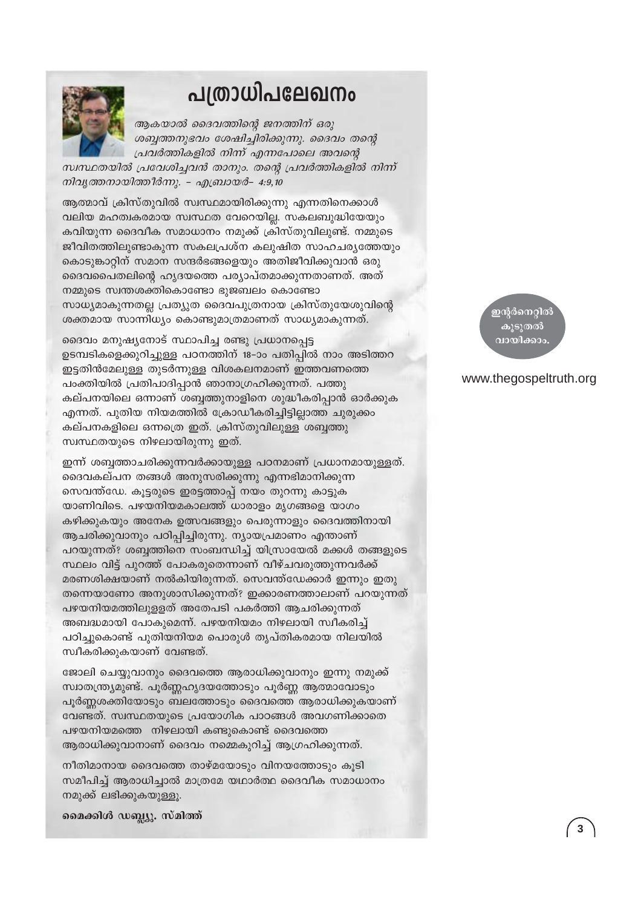# പത്രാധിപലേഖനം

*ആകയാൽ ദൈവത്തിന്റെ ജനത്തിന് ഒരു ശബ്ബത്തനുഭവം ശേഷിച്ചിരിക്കുന്നു. ദൈവം തന്റെ പ്രവർത്തികളിൽ നിന്ന് എന്നപോലെ അവന്റെ സ്വസ്ഥതയിൽ പ്രവേശിച്ചവൻ താനും. തന്റെ പ്രവർത്തികളിൽ നിന്ന് നിവൃത്തനായിത്തീർന്നു. – എബ്രായർ– 4:9,10*

ആത്മാവ് ക്രിസ്തുവിൽ സ്വസ്ഥമായിരിക്കുന്നു എന്നതിനെക്കാൾ വലിയ മഹത്വകരമായ സ്വസ്ഥത വേറെയില്ല. സകലബുദ്ധിയേയും കവിയുന്ന ദൈവീക സമാധാനം നമുക്ക് ക്രിസ്തുവിലുണ്ട്. നമ്മുടെ ജീവിതത്തിലുണ്ടാകുന്ന സകലപ്രശ്ന കലുഷിത സാഹചര്യത്തേയും കൊടുങ്കാറ്റിന് സമാന സന്ദർഭങ്ങളെയും അതിജീവിക്കുവാൻ ഒരു ദൈവപൈതലിന്റെ ഹൃദയത്തെ പര്യാപ്തമാക്കുന്നതാണത്. അത് നമ്മുടെ സ്വന്തശക്തികൊണ്ടോ ഭുജബലം കൊണ്ടോ സാധ്യമാകുന്നതല്ല പ്രത്യുത ദൈവപുത്രനായ ക്രിസ്തുയേശുവിന്റെ ശക്തമായ സാന്നിധ്യം കൊണ്ടുമാത്രമാണത് സാധ്യമാകുന്നത്.

ദൈവം മനുഷ്യനോട് സ്ഥാപിച്ച രണ്ടു പ്രധാനപ്പെട്ട ഉടമ്പടികളെക്കുറിച്ചുള്ള പഠനത്തിന് 18–ാം പതിപ്പിൽ നാം അടിത്തറ ഇട്ടതിൻമേലുള്ള തുടർന്നുള്ള വിശകലനമാണ് ഇത്തവണത്തെ പംക്തിയിൽ പ്രതിപാദിപ്പാൻ ഞാനാഗ്രഹിക്കുന്നത്. പത്തു കല്പനയിലെ ഒന്നാണ് ശബ്ബത്തുനാളിനെ ശുദ്ധീകരിപ്പാൻ ഓർക്കുക എന്നത്. പുതിയ നിയമത്തിൽ ക്രോഡീകരിച്ചിട്ടില്ലാത്ത ചുരുക്കം കല്പനകളിലെ ഒന്നത്രെ ഇത്. ക്രിസ്തുവിലുള്ള ശബ്ബത്തു സ്വസ്ഥതയുടെ നിഴലായിരുന്നു ഇത്.

ഇന്ന് ശബ്ബത്താചരിക്കുന്നവർക്കായുള്ള പഠനമാണ് പ്രധാനമായുള്ളത്. ദൈവകല്പന തങ്ങൾ അനുസരിക്കുന്നു എന്നഭിമാനിക്കുന്ന സെവന്ത്ഡേ. കൂട്ടരുടെ ഇരട്ടത്താപ്പ് നയം തുറന്നു കാട്ടുകയാണിവിടെ. പഴയനിയമകാലത്ത് ധാരാളം മൃഗങ്ങളെ യാഗം കഴിക്കുകയും അനേക ഉത്സവങ്ങളും പെരുന്നാളും ദൈവത്തിനായി ആചരിക്കുവാനും പഠിപ്പിച്ചിരുന്നു. ന്യായപ്രമാണം എന്താണ് പറയുന്നത്? ശബ്ബത്തിനെ സംബന്ധിച്ച് യിസ്രായേൽ മക്കൾ തങ്ങളുടെ സ്ഥലം വിട്ട് പുറത്ത് പോകരുതെന്നാണ് വീഴ്ചവരുത്തുന്നവർക്ക് മരണശിക്ഷയാണ് നൽകിയിരുന്നത്. സെവന്ത്ഡേക്കാർ ഇന്നും ഇതു തന്നെയാണോ അനുശാസിക്കുന്നത്? ഇക്കാരണത്താലാണ് പറയുന്നത് പഴയനിയമത്തിലുള്ളത് അതേപടി പകർത്തി ആചരിക്കുന്നത് അബദ്ധമായി പോകുമെന്ന്. പഴയനിയമം നിഴലായി സ്വീകരിച്ച് പഠിച്ചുകൊണ്ട് പുതിയനിയമ പൊരുൾ തൃപ്തികരമായ നിലയിൽ സ്വീകരിക്കുകയാണ് വേണ്ടത്.

ജോലി ചെയ്യുവാനും ദൈവത്തെ ആരാധിക്കുവാനും ഇന്നു നമുക്ക് സ്വാതന്ത്ര്യമുണ്ട്. പൂർണ്ണഹൃദയത്തോടും പൂർണ്ണ ആത്മാവോടും പൂർണ്ണശക്തിയോടും ബലത്തോടും ദൈവത്തെ ആരാധിക്കുകയാണ് വേണ്ടത്. സ്വസ്ഥതയുടെ പ്രായോഗിക പാഠങ്ങൾ അവഗണിക്കാതെ പഴയനിയമത്തെ നിഴലായി കണ്ടുകൊണ്ട് ദൈവത്തെ ആരാധിക്കുവാനാണ് ദൈവം നമ്മെകുറിച്ച് ആഗ്രഹിക്കുന്നത്.

നീതിമാനായ ദൈവത്തെ താഴ്മയോടും വിനയത്തോടും കൂടി സമീപിച്ച് ആരാധിച്ചാൽ മാത്രമേ യഥാർത്ഥ ദൈവീക സമാധാനം നമുക്ക് ലഭിക്കുകയുള്ളൂ.

**മൈക്കിൾ ഡബ്ല്യൂ. സ്മിത്ത്**

ഇന്റർനെറ്റിൽ കൂടുതൽ വായിക്കാം.

www.thegospeltruth.org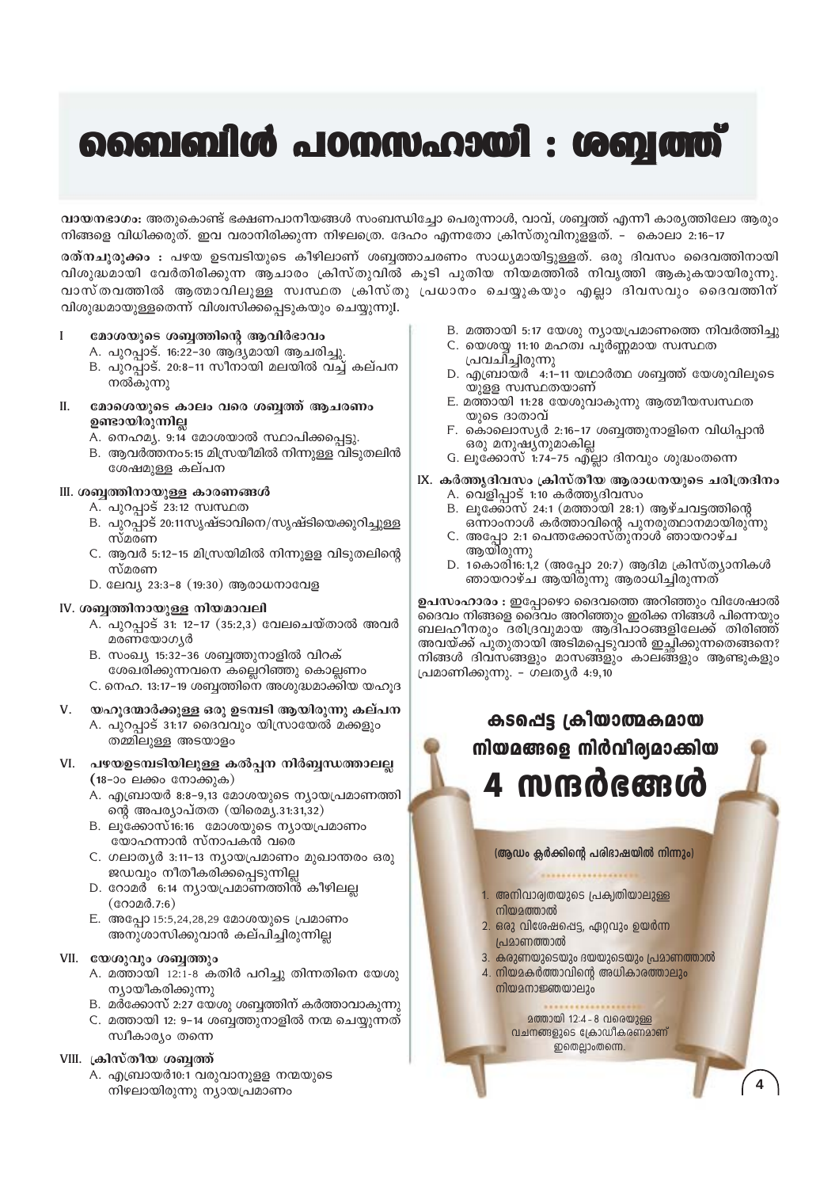# ബൈബിൾ പഠനസഹായി : ശബ്ബത്ത്

**വായനഭാഗം:** അതുകൊണ്ട് ഭക്ഷണപാനീയങ്ങൾ സംബന്ധിച്ചോ പെരുന്നാൾ, വാവ്, ശബ്ബത്ത് എന്നീ കാര്യത്തിലോ ആരും നിങ്ങളെ വിധിക്കരുത്. ഇവ വരാനിരിക്കുന്ന നിഴലത്രെ. ദേഹം എന്നതോ ക്രിസ്തുവിനുള്ളത്. – കൊലാ 2:16-17

**രത്നചുരുക്കം :** പഴയ ഉടമ്പടിയുടെ കീഴിലാണ് ശബ്ബത്താചരണം സാധ്യമായിട്ടുള്ളത്. ഒരു ദിവസം ദൈവത്തിനായി വിശുദ്ധമായി വേർതിരിക്കുന്ന ആചാരം ക്രിസ്തുവിൽ കൂടി പുതിയ നിയമത്തിൽ നിവൃത്തി ആകുകയായിരുന്നു. വാസ്തവത്തിൽ ആത്മാവിലുള്ള സ്വസ്ഥത ക്രിസ്തു പ്രധാനം ചെയ്യുകയും എല്ലാ ദിവസവും ദൈവത്തിന് വിശുദ്ധമായുള്ളതെന്ന് വിശ്വസിക്കപ്പെടുകയും ചെയ്യുന്നു.

### I മോശയുടെ ശബ്ബത്തിന്റെ ആവിർഭാവം
- A. പുറപ്പാട്. 16:22-30 ആദ്യമായി ആചരിച്ചു.
- B. പുറപ്പാട്. 20:8-11 സീനായി മലയിൽ വച്ച് കല്പന നൽകുന്നു

### II. മോശെയുടെ കാലം വരെ ശബ്ബത്ത് ആചരണം ഉണ്ടായിരുന്നില്ല
- A. നെഹമ്യ. 9:14 മോശയാൽ സ്ഥാപിക്കപ്പെട്ടു.
- B. ആവർത്തനം5:15 മിസ്രയീമിൽ നിന്നുള്ള വിടുതലിൻ ശേഷമുള്ള കല്പന

### III. ശബ്ബത്തിനായുള്ള കാരണങ്ങൾ
- A. പുറപ്പാട് 23:12 സ്വസ്ഥത
- B. പുറപ്പാട് 20:11സൃഷ്ടാവിനെ/സൃഷ്ടിയെക്കുറിച്ചുള്ള സ്മരണ
- C. ആവർ 5:12-15 മിസ്രയിമിൽ നിന്നുള്ള വിടുതലിന്റെ സ്മരണ
- D. ലേവ്യ 23:3-8 (19:30) ആരാധനാവേള

### IV. ശബ്ബത്തിനായുള്ള നിയമാവലി
- A. പുറപ്പാട് 31: 12-17 (35:2,3) വേലചെയ്താൽ അവർ മരണയോഗ്യർ
- B. സംഖ്യ 15:32-36 ശബ്ബത്തുനാളിൽ വിറക് ശേഖരിക്കുന്നവനെ കല്ലെറിഞ്ഞു കൊല്ലണം
- C. നെഹ. 13:17-19 ശബ്ബത്തിനെ അശുദ്ധമാക്കിയ യഹൂദ

### V. യഹൂദന്മാർക്കുള്ള ഒരു ഉടമ്പടി ആയിരുന്നു കല്പന
- A. പുറപ്പാട് 31:17 ദൈവവും യിസ്രായേൽ മക്കളും തമ്മിലുള്ള അടയാളം

### VI. പഴയഉടമ്പടിയിലുള്ള കൽപ്പന നിർബ്ബന്ധത്താലല്ല (18-ാം ലക്കം നോക്കുക)
- A. എബ്രായർ 8:8-9,13 മോശയുടെ ന്യായപ്രമാണത്തിന്റെ അപര്യാപ്തത (യിരെമ്യ.31:31,32)
- B. ലൂക്കോസ്16:16 മോശയുടെ ന്യായപ്രമാണം യോഹന്നാൻ സ്നാപകൻ വരെ
- C. ഗലാത്യർ 3:11-13 ന്യായപ്രമാണം മുഖാന്തരം ഒരു ജഡവും നീതീകരിക്കപ്പെടുന്നില്ല
- D. റോമർ 6:14 ന്യായപ്രമാണത്തിൻ കീഴിലല്ല (റോമർ.7:6)
- E. അപ്പോ 15:5,24,28,29 മോശയുടെ പ്രമാണം അനുശാസിക്കുവാൻ കല്പിച്ചിരുന്നില്ല

### VII. യേശുവും ശബ്ബത്തും
- A. മത്തായി 12:1-8 കതിർ പറിച്ചു തിന്നതിനെ യേശു ന്യായീകരിക്കുന്നു
- B. മർക്കോസ് 2:27 യേശു ശബ്ബത്തിന് കർത്താവാകുന്നു
- C. മത്തായി 12: 9-14 ശബ്ബത്തുനാളിൽ നന്മ ചെയ്യുന്നത് സ്വീകാര്യം തന്നെ

### VIII. ക്രിസ്തീയ ശബ്ബത്ത്
- A. എബ്രായർ10:1 വരുവാനുള്ള നന്മയുടെ നിഴലായിരുന്നു ന്യായപ്രമാണം
- B. മത്തായി 5:17 യേശു ന്യായപ്രമാണത്തെ നിവർത്തിച്ചു
- C. യെശയ്യ 11:10 മഹത്വ പൂർണ്ണമായ സ്വസ്ഥത പ്രവചിച്ചിരുന്നു
- D. എബ്രായർ 4:1-11 യഥാർത്ഥ ശബ്ബത്ത് യേശുവിലൂടെയുള്ള സ്വസ്ഥതയാണ്
- E. മത്തായി 11:28 യേശുവാകുന്നു ആത്മീയസ്വസ്ഥതയുടെ ദാതാവ്
- F. കൊലൊസ്യർ 2:16-17 ശബ്ബത്തുനാളിനെ വിധിപ്പാൻ ഒരു മനുഷ്യനുമാകില്ല
- G. ലൂക്കോസ് 1:74-75 എല്ലാ ദിനവും ശുദ്ധംതന്നെ

### IX. കർത്തൃദിവസം ക്രിസ്തീയ ആരാധനയുടെ ചരിത്രദിനം
- A. വെളിപ്പാട് 1:10 കർത്തൃദിവസം
- B. ലൂക്കോസ് 24:1 (മത്തായി 28:1) ആഴ്ചവട്ടത്തിന്റെ ഒന്നാംനാൾ കർത്താവിന്റെ പുനരുത്ഥാനമായിരുന്നു
- C. അപ്പോ 2:1 പെന്തക്കോസ്തുനാൾ ഞായറാഴ്ച ആയിരുന്നു
- D. 1കൊരി16:1,2 (അപ്പോ 20:7) ആദിമ ക്രിസ്ത്യാനികൾ ഞായറാഴ്ച ആയിരുന്നു ആരാധിച്ചിരുന്നത്

**ഉപസംഹാരം :** ഇപ്പോഴൊ ദൈവത്തെ അറിഞ്ഞും വിശേഷാൽ ദൈവം നിങ്ങളെ ദൈവം അറിഞ്ഞും ഇരിക്ക നിങ്ങൾ പിന്നെയും ബലഹീനവും ദരിദ്രവുമായ ആദിപാഠങ്ങളിലേക്ക് തിരിഞ്ഞ് അവയ്ക്ക് പുതുതായി അടിമപ്പെടുവാൻ ഇച്ഛിക്കുന്നതെങ്ങനെ? നിങ്ങൾ ദിവസങ്ങളും മാസങ്ങളും കാലങ്ങളും ആണ്ടുകളും പ്രമാണിക്കുന്നു. – ഗലത്യർ 4:9,10

## കടപ്പെട്ട ക്രിയാത്മകമായ നിയമങ്ങളെ നിർവീര്യമാക്കിയ 4 സന്ദർഭങ്ങൾ

(ആഡം ക്ലർക്കിന്റെ പരിഭാഷയിൽ നിന്നും)

1. അനിവാര്യതയുടെ പ്രകൃതിയാലുള്ള നിയമത്താൽ
2. ഒരു വിശേഷപ്പെട്ട, ഏറ്റവും ഉയർന്ന പ്രമാണത്താൽ
3. കരുണയുടെയും ദയയുടെയും പ്രമാണത്താൽ
4. നിയമകർത്താവിന്റെ അധികാരത്താലും നിയമനാജ്ഞയാലും

മത്തായി 12:4 - 8 വരെയുള്ള വചനങ്ങളുടെ ക്രോഡീകരണമാണ് ഇതെല്ലാംതന്നെ.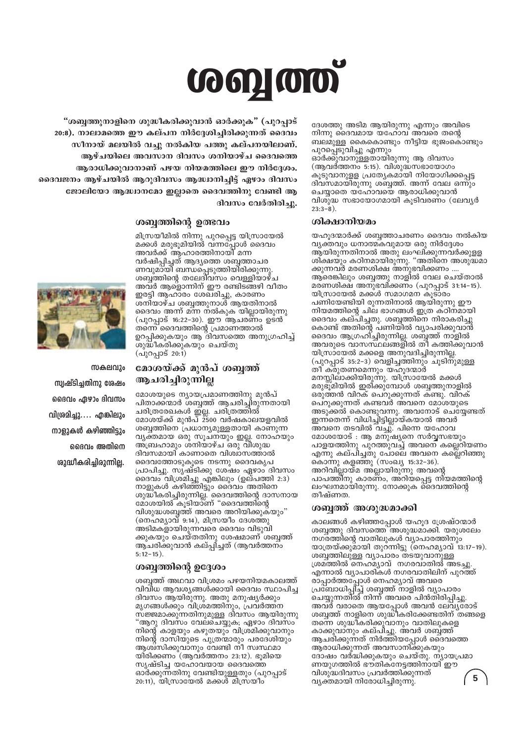# ശബ്ബത്ത്

"ശബ്ബത്തുനാളിനെ ശുദ്ധീകരിക്കുവാൻ ഓർക്കുക" (പുറപ്പാട് 20:8). നാലാമത്തെ ഈ കല്പന നിർദ്ദേശിച്ചിരിക്കുന്നത് ദൈവം സീനായ് മലയിൽ വച്ചു നൽകിയ പത്തു കല്പനയിലാണ്. ആഴ്ചയിലെ അവസാന ദിവസം ശനിയാഴ്ച ദൈവത്തെ ആരാധിക്കുവാനാണ് പഴയ നിയമത്തിലെ ഈ നിർദ്ദേശം. ദൈവജനം ആഴ്ചയിൽ ആറുദിവസം ആദ്ധ്വാനിച്ചിട്ട് ഏഴാം ദിവസം ജോലിയോ ആദ്ധ്വാനമോ ഇല്ലാതെ ദൈവത്തിനു വേണ്ടി ആ ദിവസം വേർതിരിച്ചു.

## ശബ്ബത്തിന്റെ ഉത്ഭവം

മിസ്രയീമിൽ നിന്നു പുറപ്പെട്ട യിസ്രായേൽ മക്കൾ മരുഭൂമിയിൽ വന്നപ്പോൾ ദൈവം അവർക്ക് ആഹാരത്തിനായി മന്ന വർഷിപ്പിച്ചത് ആദ്യത്തെ ശബ്ബത്താചരണവുമായി ബന്ധപ്പെടുത്തിയിരിക്കുന്നു. ശബ്ബത്തിന്റെ തലേദിവസം വെള്ളിയാഴ്ച അവർ ആളൊന്നിന് ഈ രണ്ടിടങ്ങഴി വീതം ഇരട്ടി ആഹാരം ശേഖരിച്ചു, കാരണം ശനിയാഴ്ച ശബ്ബത്തുനാൾ ആയതിനാൽ ദൈവം അന്ന് മന്ന നൽകുക യില്ലായിരുന്നു (പുറപ്പാട് 16:22-30). ഈ ആചരണം ഉടൻ തന്നെ ദൈവത്തിന്റെ പ്രമാണത്താൽ ഉറപ്പിക്കുകയും ആ ദിവസത്തെ അനുഗ്രഹിച്ച് ശുദ്ധീകരിക്കുകയും ചെയ്തു (പുറപ്പാട് 20:1)

സകലവും സൃഷ്ടിച്ചതിനു ശേഷം ദൈവം ഏഴാം ദിവസം വിശ്രമിച്ചു.... എങ്കിലും നാളുകൾ കഴിഞ്ഞിട്ടും ദൈവം അതിനെ ശുദ്ധീകരിച്ചിരുന്നില്ല.

## മോശയ്ക്ക് മുൻപ് ശബ്ബത്ത് ആചരിച്ചിരുന്നില്ല

മോശയുടെ ന്യായപ്രമാണത്തിനു മുൻപ് പിതാക്കന്മാർ ശബ്ബത്ത് ആചരിച്ചിരുന്നതായി ചരിത്രരേഖകൾ ഇല്ല. ചരിത്രത്തിൽ മോശയ്ക്ക് മുൻപ് 2500 വർഷകാലയളവിൽ ശബ്ബത്തിനെ പ്രധാന്യമുള്ളതായി കാണുന്ന വ്യക്തമായ ഒരു സൂചനയും ഇല്ല. നോഹയും അബ്രഹാമും ശനിയാഴ്ച ഒരു വിശുദ്ധ ദിവസമായി കാണാതെ വിശ്വാസത്താൽ ദൈവത്തോടുകൂടെ നടന്നു ദൈവകൃപ പ്രാപിച്ചു. സൃഷ്ടിക്കു ശേഷം ഏഴാം ദിവസം ദൈവം വിശ്രമിച്ചു എങ്കിലും (ഉല്പത്തി 2:3) നാളുകൾ കഴിഞ്ഞിട്ടും ദൈവം അതിനെ ശുദ്ധീകരിച്ചിരുന്നില്ല. ദൈവത്തിന്റെ ദാസനായ മോശയിൽ കൂടിയാണ് "ദൈവത്തിന്റെ വിശുദ്ധശബ്ബത്ത് അവരെ അറിയിക്കുകയും" (നെഹമ്യാവ് 9:14), മിസ്രയീം ദേശത്തു അടിമകളായിരുന്നവരെ ദൈവം വിടുവിക്കുകയും ചെയ്തതിനു ശേഷമാണ് ശബ്ബത്ത് ആചരിക്കുവാൻ കല്പിച്ചത് (ആവർത്തനം 5:12-15).

## ശബ്ബത്തിന്റെ ഉദ്ദേശം

ശബ്ബത്ത് അഥവാ വിശ്രമം പഴയനിയമകാലത്ത് വിവിധ ആവശ്യങ്ങൾക്കായി ദൈവം സ്ഥാപിച്ച ദിവസം ആയിരുന്നു. അതു മനുഷ്യർക്കും മൃഗങ്ങൾക്കും വിശ്രമത്തിനും, പ്രവർത്തന സജ്ജമാക്കുന്നതിനുമുള്ള ദിവസം ആയിരുന്നു "ആറു ദിവസം വേലചെയ്യുക; ഏഴാം ദിവസം നിന്റെ കാളയും കഴുതയും വിശ്രമിക്കുവാനും നിന്റെ ദാസിയുടെ പുത്രന്മാരും പരദേശിയും ആശ്വസിക്കുവാനും വേണ്ടി നീ സ്വസ്ഥമായിരിക്കണം (ആവർത്തനം 23:12). ഭൂമിയെ സൃഷ്ടിച്ച യഹോവയായ ദൈവത്തെ ഓർക്കുന്നതിനു വേണ്ടിയുള്ളതും (പുറപ്പാട് 20:11), യിസ്രായേൽ മക്കൾ മിസ്രയീം ദേശത്തു അടിമ ആയിരുന്നു എന്നും അവിടെ നിന്നു ദൈവമായ യഹോവ അവരെ തന്റെ ബലമുള്ള കൈകൊണ്ടും നീട്ടിയ ഭുജംകൊണ്ടും പുറപ്പെടുവിച്ചു എന്നും ഓർക്കുവാനുള്ളതായിരുന്നു ആ ദിവസം (ആവർത്തനം 5:15). വിശുദ്ധസഭായോഗം കൂടുവാനുള്ള പ്രത്യേകമായി നിയോഗിക്കപ്പെട്ട ദിവസമായിരുന്നു ശബ്ബത്ത്. അന്ന് വേല ഒന്നും ചെയ്യാതെ യഹോവയെ ആരാധിക്കുവാൻ വിശുദ്ധ സഭായോഗമായി കൂടിവരണം (ലേവ്യർ 23:3-8).

## ശിക്ഷാനിയമം

യഹൂദന്മാർക്ക് ശബ്ബത്താചരണം ദൈവം നൽകിയ വ്യക്തവും ധനാത്മകവുമായ ഒരു നിർദ്ദേശം ആയിരുന്നതിനാൽ അതു ലംഘിക്കുന്നവർക്കുള്ള ശിക്ഷയും കഠിനമായിരുന്നു. "അതിനെ അശുദ്ധമാക്കുന്നവർ മരണശിക്ഷ അനുഭവിക്കണം .... ആരെങ്കിലും ശബ്ബത്തു നാളിൽ വേല ചെയ്താൽ മരണശിക്ഷ അനുഭവിക്കണം (പുറപ്പാട് 31:14-15). യിസ്രായേൽ മക്കൾ സമാഗമന കൂടാരം പണിയേണ്ടിയിരുന്നതിനാൽ ആയിരുന്നു ഈ നിയമത്തിന്റെ ചില ഭാഗങ്ങൾ ഇത്ര കഠിനമായി ദൈവം കല്പിച്ചതു. ശബ്ബത്തിനെ നിരാകരിച്ചുകൊണ്ട് അതിന്റെ പണിയിൽ വ്യാപരിക്കുവാൻ ദൈവം ആഗ്രഹിച്ചിരുന്നില്ല. ശബ്ബത്ത് നാളിൽ അവരുടെ വാസസ്ഥലങ്ങളിൽ തീ കത്തിക്കുവാൻ യിസ്രായേൽ മക്കളെ അനുവദിച്ചിരുന്നില്ല. (പുറപ്പാട് 35:2-3) വെളിച്ചത്തിനും ചൂടിനുമുള്ള തീ കരുതണമെന്നു യഹൂദന്മാർ മനസ്സിലാക്കിയിരുന്നു. യിസ്രായേൽ മക്കൾ മരുഭൂമിയിൽ ഇരിക്കുമ്പോൾ ശബ്ബത്തുനാളിൽ ഒരുത്തൻ വിറക് പെറുക്കുന്നത് കണ്ടു. വിറക് പെറുക്കുന്നത് കണ്ടവർ അവനെ മോശയുടെ അടുക്കൽ കൊണ്ടുവന്നു. അവനോട് ചെയ്യേണ്ടത് ഇന്നതെന്ന് വിധിച്ചിട്ടില്ലായ്കയാൽ അവർ അവനെ തടവിൽ വച്ചു. പിന്നെ യഹോവ മോശയോട് : ആ മനുഷ്യനെ സർവ്വസഭയും പാളയത്തിനു പുറത്തുവച്ച് അവനെ കല്ലെറിയണം എന്നു കല്പിച്ചതു പോലെ അവനെ കല്ലെറിഞ്ഞു കൊന്നു കളഞ്ഞു (സംഖ്യ 15:32-36). അറിവില്ലായ്മ അല്ലായിരുന്നു അവന്റെ പാപത്തിനു കാരണം, അറിയപ്പെട്ട നിയമത്തിന്റെ ലംഘനമായിരുന്നു. നോക്കുക ദൈവത്തിന്റെ തീഷ്ണത.

## ശബ്ബത്ത് അശുദ്ധമാക്കി

കാലങ്ങൾ കഴിഞ്ഞപ്പോൾ യഹൂദ ശ്രേഷ്ഠന്മാർ ശബ്ബത്തു ദിവസത്തെ അശുദ്ധമാക്കി. യരുശലേം നഗരത്തിന്റെ വാതിലുകൾ വ്യാപാരത്തിനും യാത്രയ്ക്കുമായി തുറന്നിട്ടു (നെഹമ്യാവ് 13:17-19). ശബ്ബത്തിലുള്ള വ്യാപാരം തടയുവാനുള്ള ശ്രമത്തിൽ നെഹമ്യാവ് നഗരവാതിൽ അടച്ചു. എന്നാൽ വ്യാപാരികൾ നഗരവാതിലിന് പുറത്ത് രാപ്പാർത്തപ്പോൾ നെഹമ്യാവ് അവരെ പ്രബോധിപ്പിച്ച് ശബ്ബത്ത് നാളിൽ വ്യാപാരം ചെയ്യുന്നതിൽ നിന്ന് അവരെ പിൻതിരിപ്പിച്ചു. അവർ വരാതെ ആയപ്പോൾ അവൻ ലേവ്യരോട് ശബ്ബത്ത് നാളിനെ ശുദ്ധീകരിക്കേണ്ടതിന് തങ്ങളെ തന്നെ ശുദ്ധീകരിക്കുവാനും വാതിലുകളെ കാക്കുവാനും കല്പിച്ചു. അവർ ശബ്ബത്ത് ആചരിക്കുന്നത് നിർത്തിയപ്പോൾ ദൈവത്തെ ആരാധിക്കുന്നത് അവസാനിക്കുകയും ദോഷം വർദ്ധിക്കുകയും ചെയ്തു. ന്യായപ്രമാണയുഗത്തിൽ ഭൗതികനേട്ടത്തിനായി ഈ വിശുദ്ധദിവസം പ്രവർത്തിക്കുന്നത് വ്യക്തമായി നിരോധിച്ചിരുന്നു.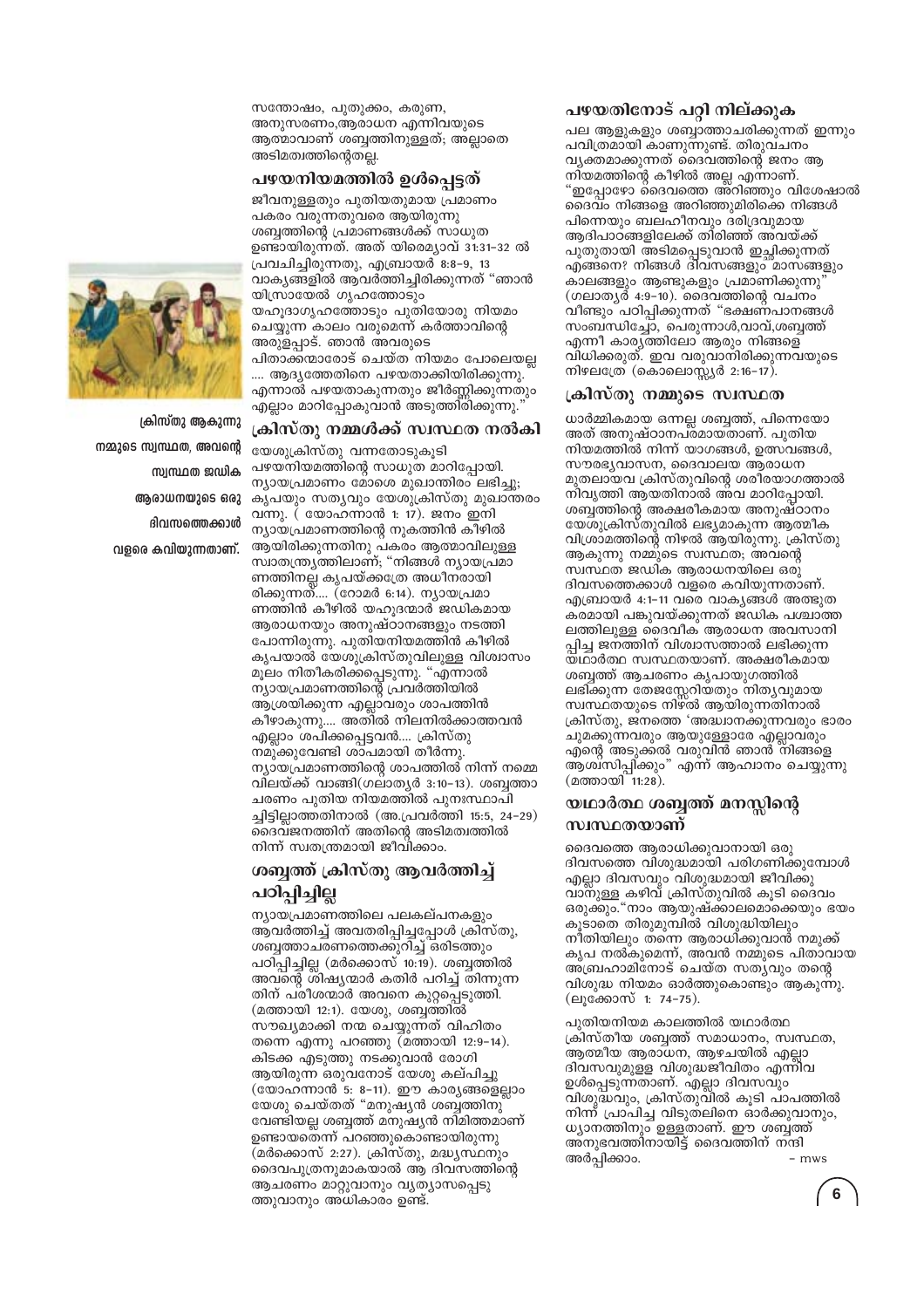സന്തോഷം, പുതുക്കം, കരുണ, അനുസരണം,ആരാധന എന്നിവയുടെ ആത്മാവാണ് ശബ്ബത്തിനുള്ളത്; അല്ലാതെ അടിമത്വത്തിന്റെതല്ല.

## പഴയനിയമത്തിൽ ഉൾപ്പെട്ടത്

ജീവനുള്ളതും പുതിയതുമായ പ്രമാണം പകരം വരുന്നതുവരെ ആയിരുന്നു ശബ്ബത്തിന്റെ പ്രമാണങ്ങൾക്ക് സാധുത ഉണ്ടായിരുന്നത്. അത് യിരെമ്യാവ് 31:31-32 ൽ പ്രവചിച്ചിരുന്നതു, എബ്രായർ 8:8-9, 13 വാക്യങ്ങളിൽ ആവർത്തിച്ചിരിക്കുന്നത് "ഞാൻ യിസ്രായേൽ ഗൃഹത്തോടും യഹൂദാഗൃഹത്തോടും പുതിയോരു നിയമം ചെയ്യുന്ന കാലം വരുമെന്ന് കർത്താവിന്റെ അരുളപ്പാട്. ഞാൻ അവരുടെ പിതാക്കന്മാരോട് ചെയ്ത നിയമം പോലെയല്ല .... ആദ്യത്തേതിനെ പഴയതാക്കിയിരിക്കുന്നു. എന്നാൽ പഴയതാകുന്നതും ജീർണ്ണിക്കുന്നതും എല്ലാം മാറിപ്പോകുവാൻ അടുത്തിരിക്കുന്നു."

ക്രിസ്തു ആകുന്നു നമ്മുടെ സ്വസ്ഥത, അവന്റെ സ്വസ്ഥത ജഡിക ആരാധനയുടെ ഒരു ദിവസത്തെക്കാൾ വളരെ കവിയുന്നതാണ്.

## ക്രിസ്തു നമ്മൾക്ക് സ്വസ്ഥത നൽകി

യേശുക്രിസ്തു വന്നതോടുകൂടി പഴയനിയമത്തിന്റെ സാധുത മാറിപ്പോയി. ന്യായപ്രമാണം മോശെ മുഖാന്തിരം ലഭിച്ചു; കൃപയും സത്യവും യേശുക്രിസ്തു മുഖാന്തരം വന്നു. ( യോഹന്നാൻ 1: 17). ജനം ഇനി ന്യായപ്രമാണത്തിന്റെ നുകത്തിൻ കീഴിൽ ആയിരിക്കുന്നതിനു പകരം ആത്മാവിലുള്ള സ്വാതന്ത്ര്യത്തിലാണ്; "നിങ്ങൾ ന്യായപ്രമാണത്തിനല്ല കൃപയ്ക്കത്രേ അധീനരായിരിക്കുന്നത്.... (റോമർ 6:14). ന്യായപ്രമാണത്തിൻ കീഴിൽ യഹൂദന്മാർ ജഡികമായ ആരാധനയും അനുഷ്ഠാനങ്ങളും നടത്തി പോന്നിരുന്നു. പുതിയനിയമത്തിൻ കീഴിൽ കൃപയാൽ യേശുക്രിസ്തുവിലുള്ള വിശ്വാസം മൂലം നീതീകരിക്കപ്പെടുന്നു. "എന്നാൽ ന്യായപ്രമാണത്തിന്റെ പ്രവർത്തിയിൽ ആശ്രയിക്കുന്ന എല്ലാവരും ശാപത്തിൻ കീഴാകുന്നു.... അതിൽ നിലനിൽക്കാത്തവൻ എല്ലാം ശപിക്കപ്പെട്ടവൻ.... ക്രിസ്തു നമുക്കുവേണ്ടി ശാപമായി തീർന്നു. ന്യായപ്രമാണത്തിന്റെ ശാപത്തിൽ നിന്ന് നമ്മെ വിലയ്ക്ക് വാങ്ങി(ഗലാത്യർ 3:10-13). ശബ്ബത്താചരണം പുതിയ നിയമത്തിൽ പുനഃസ്ഥാപിച്ചിട്ടില്ലാത്തതിനാൽ (അ.പ്രവർത്തി 15:5, 24-29) ദൈവജനത്തിന് അതിന്റെ അടിമത്വത്തിൽ നിന്ന് സ്വതന്ത്രമായി ജീവിക്കാം.

## ശബ്ബത്ത് ക്രിസ്തു ആവർത്തിച്ച് പഠിപ്പിച്ചില്ല

ന്യായപ്രമാണത്തിലെ പലകല്പനകളും ആവർത്തിച്ച് അവതരിപ്പിച്ചപ്പോൾ ക്രിസ്തു, ശബ്ബത്താചരണത്തെക്കുറിച്ച് ഒരിടത്തും പഠിപ്പിച്ചില്ല (മർക്കൊസ് 10:19). ശബ്ബത്തിൽ അവന്റെ ശിഷ്യന്മാർ കതിർ പറിച്ച് തിന്നുന്നതിന് പരീശന്മാർ അവനെ കുറ്റപ്പെടുത്തി. (മത്തായി 12:1). യേശു, ശബ്ബത്തിൽ സൗഖ്യമാക്കി നന്മ ചെയ്യുന്നത് വിഹിതം തന്നെ എന്നു പറഞ്ഞു (മത്തായി 12:9-14). കിടക്ക എടുത്തു നടക്കുവാൻ രോഗി ആയിരുന്ന ഒരുവനോട് യേശു കല്പിച്ചു (യോഹന്നാൻ 5: 8-11). ഈ കാര്യങ്ങളെല്ലാം യേശു ചെയ്തത് "മനുഷ്യൻ ശബ്ബത്തിനു വേണ്ടിയല്ല ശബ്ബത്ത് മനുഷ്യൻ നിമിത്തമാണ് ഉണ്ടായതെന്ന് പറഞ്ഞുകൊണ്ടായിരുന്നു (മർക്കൊസ് 2:27). ക്രിസ്തു, മദ്ധ്യസ്ഥനും ദൈവപുത്രനുമാകയാൽ ആ ദിവസത്തിന്റെ ആചരണം മാറ്റുവാനും വ്യത്യാസപ്പെടുത്തുവാനും അധികാരം ഉണ്ട്.

## പഴയതിനോട് പറ്റി നില്ക്കുക

പല ആളുകളും ശബ്ബത്താചരിക്കുന്നത് ഇന്നും പവിത്രമായി കാണുന്നുണ്ട്. തിരുവചനം വ്യക്തമാക്കുന്നത് ദൈവത്തിന്റെ ജനം ആ നിയമത്തിന്റെ കീഴിൽ അല്ല എന്നാണ്. "ഇപ്പോഴോ ദൈവത്തെ അറിഞ്ഞും വിശേഷാൽ ദൈവം നിങ്ങളെ അറിഞ്ഞുമിരിക്കെ നിങ്ങൾ പിന്നെയും ബലഹീനവും ദരിദ്രവുമായ ആദിപാഠങ്ങളിലേക്ക് തിരിഞ്ഞ് അവയ്ക്ക് പുതുതായി അടിമപ്പെടുവാൻ ഇച്ഛിക്കുന്നത് എങ്ങനെ? നിങ്ങൾ ദിവസങ്ങളും മാസങ്ങളും കാലങ്ങളും ആണ്ടുകളും പ്രമാണിക്കുന്നു" (ഗലാത്യർ 4:9-10). ദൈവത്തിന്റെ വചനം വീണ്ടും പഠിപ്പിക്കുന്നത് "ഭക്ഷണപാനങ്ങൾ സംബന്ധിച്ചോ, പെരുന്നാൾ,വാവ്,ശബ്ബത്ത് എന്നീ കാര്യത്തിലോ ആരും നിങ്ങളെ വിധിക്കരുത്. ഇവ വരുവാനിരിക്കുന്നവയുടെ നിഴലത്രേ (കൊലൊസ്സ്യർ 2:16-17).

## ക്രിസ്തു നമ്മുടെ സ്വസ്ഥത

ധാർമ്മികമായ ഒന്നല്ല ശബ്ബത്ത്, പിന്നെയോ അത് അനുഷ്ഠാനപരമായതാണ്. പുതിയ നിയമത്തിൽ നിന്ന് യാഗങ്ങൾ, ഉത്സവങ്ങൾ, സൗരഭ്യവാസന, ദൈവാലയ ആരാധന മുതലായവ ക്രിസ്തുവിന്റെ ശരീരയാഗത്താൽ നിവൃത്തി ആയതിനാൽ അവ മാറിപ്പോയി. ശബ്ബത്തിന്റെ അക്ഷരീകമായ അനുഷ്ഠാനം യേശുക്രിസ്തുവിൽ ലഭ്യമാകുന്ന ആത്മീക വിശ്രമത്തിന്റെ നിഴൽ ആയിരുന്നു. ക്രിസ്തു ആകുന്നു നമ്മുടെ സ്വസ്ഥത; അവന്റെ സ്വസ്ഥത ജഡിക ആരാധനയിലെ ഒരു ദിവസത്തെക്കാൾ വളരെ കവിയുന്നതാണ്. എബ്രായർ 4:1-11 വരെ വാക്യങ്ങൾ അത്ഭുതകരമായി പങ്കുവയ്ക്കുന്നത് ജഡിക പശ്ചാത്തലത്തിലുള്ള ദൈവീക ആരാധന അവസാനിപ്പിച്ച ജനത്തിന് വിശ്വാസത്താൽ ലഭിക്കുന്ന യഥാർത്ഥ സ്വസ്ഥതയാണ്. അക്ഷരീകമായ ശബ്ബത്ത് ആചരണം കൃപായുഗത്തിൽ ലഭിക്കുന്ന തേജസ്സേറിയതും നിത്യവുമായ സ്വസ്ഥതയുടെ നിഴൽ ആയിരുന്നതിനാൽ ക്രിസ്തു, ജനത്തെ 'അദ്ധ്വാനിക്കുന്നവരും ഭാരം ചുമക്കുന്നവരും ആയുള്ളോരേ എല്ലാവരും എന്റെ അടുക്കൽ വരുവിൻ ഞാൻ നിങ്ങളെ ആശ്വസിപ്പിക്കും" എന്ന് ആഹ്വാനം ചെയ്യുന്നു (മത്തായി 11:28).

## യഥാർത്ഥ ശബ്ബത്ത് മനസ്സിന്റെ സ്വസ്ഥതയാണ്

ദൈവത്തെ ആരാധിക്കുവാനായി ഒരു ദിവസത്തെ വിശുദ്ധമായി പരിഗണിക്കുമ്പോൾ എല്ലാ ദിവസവും വിശുദ്ധമായി ജീവിക്കുവാനുള്ള കഴിവ് ക്രിസ്തുവിൽ കൂടി ദൈവം ഒരുക്കും."നാം ആയുഷ്ക്കാലമൊക്കെയും ഭയം കൂടാതെ തിരുമുമ്പിൽ വിശുദ്ധിയിലും നീതിയിലും തന്നെ ആരാധിക്കുവാൻ നമുക്ക് കൃപ നൽകുമെന്ന്, അവൻ നമ്മുടെ പിതാവായ അബ്രഹാമിനോട് ചെയ്ത സത്യവും തന്റെ വിശുദ്ധ നിയമം ഓർത്തുകൊണ്ടും ആകുന്നു. (ലൂക്കോസ് 1: 74-75).

പുതിയനിയമ കാലത്തിൽ യഥാർത്ഥ ക്രിസ്തീയ ശബ്ബത്ത് സമാധാനം, സ്വസ്ഥത, ആത്മീയ ആരാധന, ആഴ്ചയിൽ എല്ലാ ദിവസവുമുള്ള വിശുദ്ധജീവിതം എന്നിവ ഉൾപ്പെടുന്നതാണ്. എല്ലാ ദിവസവും വിശുദ്ധവും, ക്രിസ്തുവിൽ കൂടി പാപത്തിൽ നിന്ന് പ്രാപിച്ച വിടുതലിനെ ഓർക്കുവാനും, ധ്യാനത്തിനും ഉള്ളതാണ്. ഈ ശബ്ബത്ത് അനുഭവത്തിനായിട്ട് ദൈവത്തിന് നന്ദി അർപ്പിക്കാം.

- mws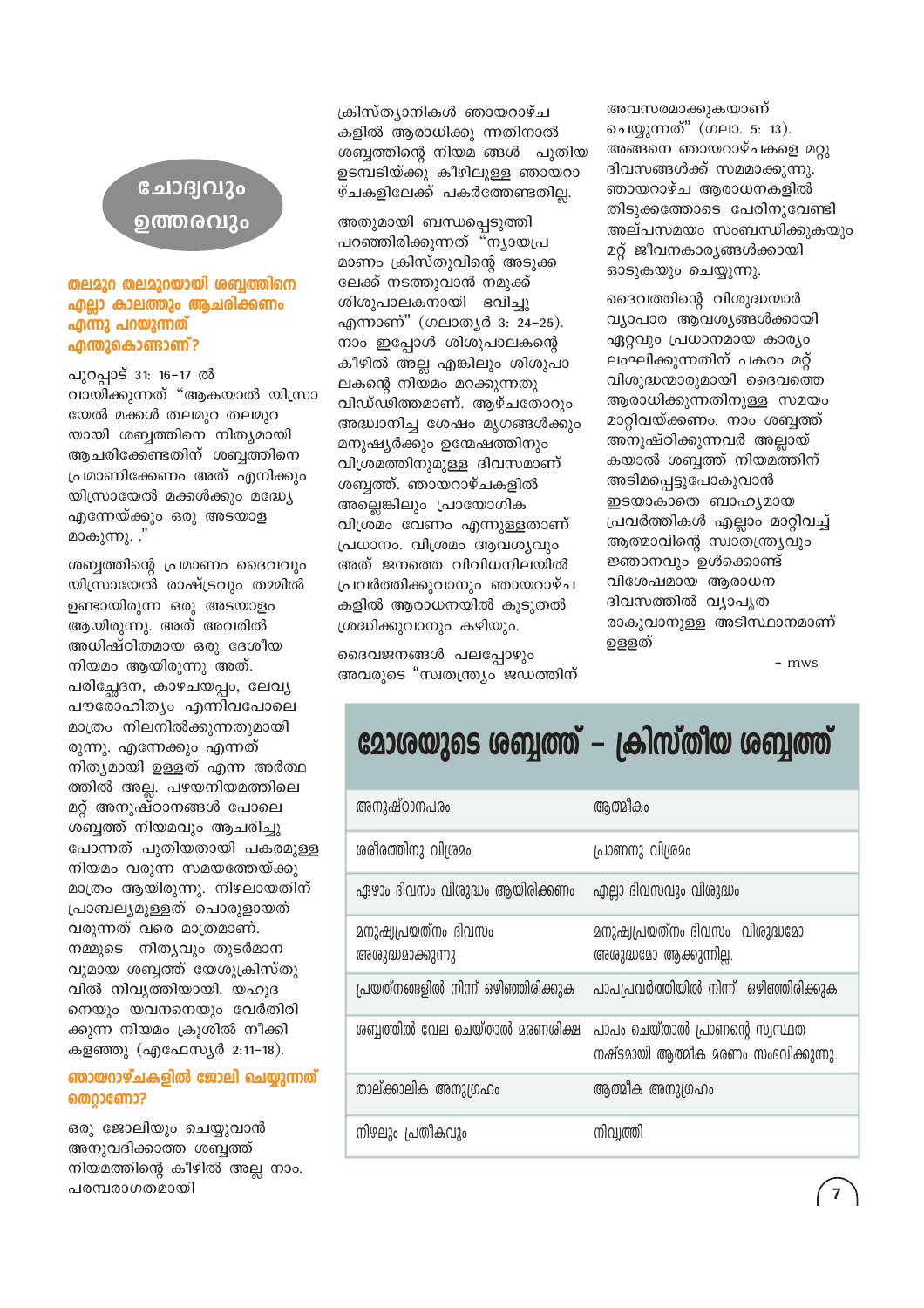## ചോദ്യവും ഉത്തരവും

### തലമുറ തലമുറയായി ശബ്ബത്തിനെ എല്ലാ കാലത്തും ആചരിക്കണം എന്നു പറയുന്നത് എന്തുകൊണ്ടാണ്?

പുറപ്പാട് 31: 16–17 ൽ വായിക്കുന്നത് "ആകയാൽ യിസ്രായേൽ മക്കൾ തലമുറ തലമുറയായി ശബ്ബത്തിനെ നിത്യമായി ആചരിക്കേണ്ടതിന് ശബ്ബത്തിനെ പ്രമാണിക്കേണം അത് എനിക്കും യിസ്രായേൽ മക്കൾക്കും മദ്ധ്യേ എന്നേയ്ക്കും ഒരു അടയാളമാകുന്നു. ."

ശബ്ബത്തിന്റെ പ്രമാണം ദൈവവും യിസ്രായേൽ രാഷ്ട്രവും തമ്മിൽ ഉണ്ടായിരുന്ന ഒരു അടയാളം ആയിരുന്നു. അത് അവരിൽ അധിഷ്ഠിതമായ ഒരു ദേശീയ നിയമം ആയിരുന്നു അത്. പരിച്ഛേദന, കാഴ്ചയപ്പം, ലേവ്യ പൗരോഹിത്യം എന്നിവപോലെ മാത്രം നിലനിൽക്കുന്നതുമായിരുന്നു. എന്നേക്കും എന്നത് നിത്യമായി ഉള്ളത് എന്ന അർത്ഥത്തിൽ അല്ല. പഴയനിയമത്തിലെ മറ്റ് അനുഷ്ഠാനങ്ങൾ പോലെ ശബ്ബത്ത് നിയമവും ആചരിച്ചു പോന്നത് പുതിയതായി പകരമുള്ള നിയമം വരുന്ന സമയത്തേയ്ക്കു മാത്രം ആയിരുന്നു. നിഴലായതിന് പ്രാബല്യമുള്ളത് പൊരുളായത് വരുന്നത് വരെ മാത്രമാണ്. നമ്മുടെ നിത്യവും തുടർമാനവുമായ ശബ്ബത്ത് യേശുക്രിസ്തുവിൽ നിവൃത്തിയായി. യഹൂദനെയും യവനനെയും വേർതിരിക്കുന്ന നിയമം ക്രൂശിൽ നീക്കികളഞ്ഞു (എഫേസ്യർ 2:11–18).

### ഞായറാഴ്ചകളിൽ ജോലി ചെയ്യുന്നത് തെറ്റാണോ?

ഒരു ജോലിയും ചെയ്യുവാൻ അനുവദിക്കാത്ത ശബ്ബത്ത് നിയമത്തിന്റെ കീഴിൽ അല്ല നാം. പരമ്പരാഗതമായി ക്രിസ്ത്യാനികൾ ഞായറാഴ്ചകളിൽ ആരാധിക്കു ന്നതിനാൽ ശബ്ബത്തിന്റെ നിയമ ങ്ങൾ പുതിയ ഉടമ്പടിയ്ക്കു കീഴിലുള്ള ഞായറാഴ്ചകളിലേക്ക് പകർത്തേണ്ടതില്ല.

അതുമായി ബന്ധപ്പെടുത്തി പറഞ്ഞിരിക്കുന്നത് "ന്യായപ്രമാണം ക്രിസ്തുവിന്റെ അടുക്കലേക്ക് നടത്തുവാൻ നമുക്ക് ശിശുപാലകനായി ഭവിച്ചു എന്നാണ്" (ഗലാത്യർ 3: 24–25). നാം ഇപ്പോൾ ശിശുപാലകന്റെ കീഴിൽ അല്ല എങ്കിലും ശിശുപാലകന്റെ നിയമം മറക്കുന്നതു വിഡ്ഢിത്തമാണ്. ആഴ്ചതോറും അദ്ധ്വാനിച്ച ശേഷം മൃഗങ്ങൾക്കും മനുഷ്യർക്കും ഉന്മേഷത്തിനും വിശ്രമത്തിനുമുള്ള ദിവസമാണ് ശബ്ബത്ത്. ഞായറാഴ്ചകളിൽ അല്ലെങ്കിലും പ്രായോഗിക വിശ്രമം വേണം എന്നുള്ളതാണ് പ്രധാനം. വിശ്രമം ആവശ്യവും അത് ജനത്തെ വിവിധനിലയിൽ പ്രവർത്തിക്കുവാനും ഞായറാഴ്ചകളിൽ ആരാധനയിൽ കൂടുതൽ ശ്രദ്ധിക്കുവാനും കഴിയും.

ദൈവജനങ്ങൾ പലപ്പോഴും അവരുടെ "സ്വതന്ത്ര്യം ജഡത്തിന് അവസരമാക്കുകയാണ് ചെയ്യുന്നത്" (ഗലാ. 5: 13). അങ്ങനെ ഞായറാഴ്ചകളെ മറ്റു ദിവസങ്ങൾക്ക് സമമാക്കുന്നു. ഞായറാഴ്ച ആരാധനകളിൽ തിടുക്കത്തോടെ പേരിനുവേണ്ടി അല്പസമയം സംബന്ധിക്കുകയും മറ്റ് ജീവനകാര്യങ്ങൾക്കായി ഓടുകയും ചെയ്യുന്നു.

ദൈവത്തിന്റെ വിശുദ്ധന്മാർ വ്യാപാര ആവശ്യങ്ങൾക്കായി ഏറ്റവും പ്രധാനമായ കാര്യം ലംഘിക്കുന്നതിന് പകരം മറ്റ് വിശുദ്ധന്മാരുമായി ദൈവത്തെ ആരാധിക്കുന്നതിനുള്ള സമയം മാറ്റിവയ്ക്കണം. നാം ശബ്ബത്ത് അനുഷ്ഠിക്കുന്നവർ അല്ലായ്കയാൽ ശബ്ബത്ത് നിയമത്തിന് അടിമപ്പെട്ടുപോകുവാൻ ഇടയാകാതെ ബാഹ്യമായ പ്രവർത്തികൾ എല്ലാം മാറ്റിവച്ച് ആത്മാവിന്റെ സ്വാതന്ത്ര്യവും ജ്ഞാനവും ഉൾക്കൊണ്ട് വിശേഷമായ ആരാധന ദിവസത്തിൽ വ്യാപൃതരാകുവാനുള്ള അടിസ്ഥാനമാണ് ഉള്ളത്

– mws

## മോശയുടെ ശബ്ബത്ത് – ക്രിസ്തീയ ശബ്ബത്ത്

| മോശയുടെ ശബ്ബത്ത് | ക്രിസ്തീയ ശബ്ബത്ത് |
|---|---|
| അനുഷ്ഠാനപരം | ആത്മീകം |
| ശരീരത്തിനു വിശ്രമം | പ്രാണനു വിശ്രമം |
| ഏഴാം ദിവസം വിശുദ്ധം ആയിരിക്കണം | എല്ലാ ദിവസവും വിശുദ്ധം |
| മനുഷ്യപ്രയത്നം ദിവസം അശുദ്ധമാക്കുന്നു | മനുഷ്യപ്രയത്നം ദിവസം വിശുദ്ധമോ അശുദ്ധമോ ആക്കുന്നില്ല. |
| പ്രയത്നങ്ങളിൽ നിന്ന് ഒഴിഞ്ഞിരിക്കുക | പാപപ്രവർത്തിയിൽ നിന്ന് ഒഴിഞ്ഞിരിക്കുക |
| ശബ്ബത്തിൽ വേല ചെയ്താൽ മരണശിക്ഷ | പാപം ചെയ്താൽ പ്രാണന്റെ സ്വസ്ഥത നഷ്ടമായി ആത്മീക മരണം സംഭവിക്കുന്നു. |
| താല്ക്കാലിക അനുഗ്രഹം | ആത്മീക അനുഗ്രഹം |
| നിഴലും പ്രതീകവും | നിവൃത്തി |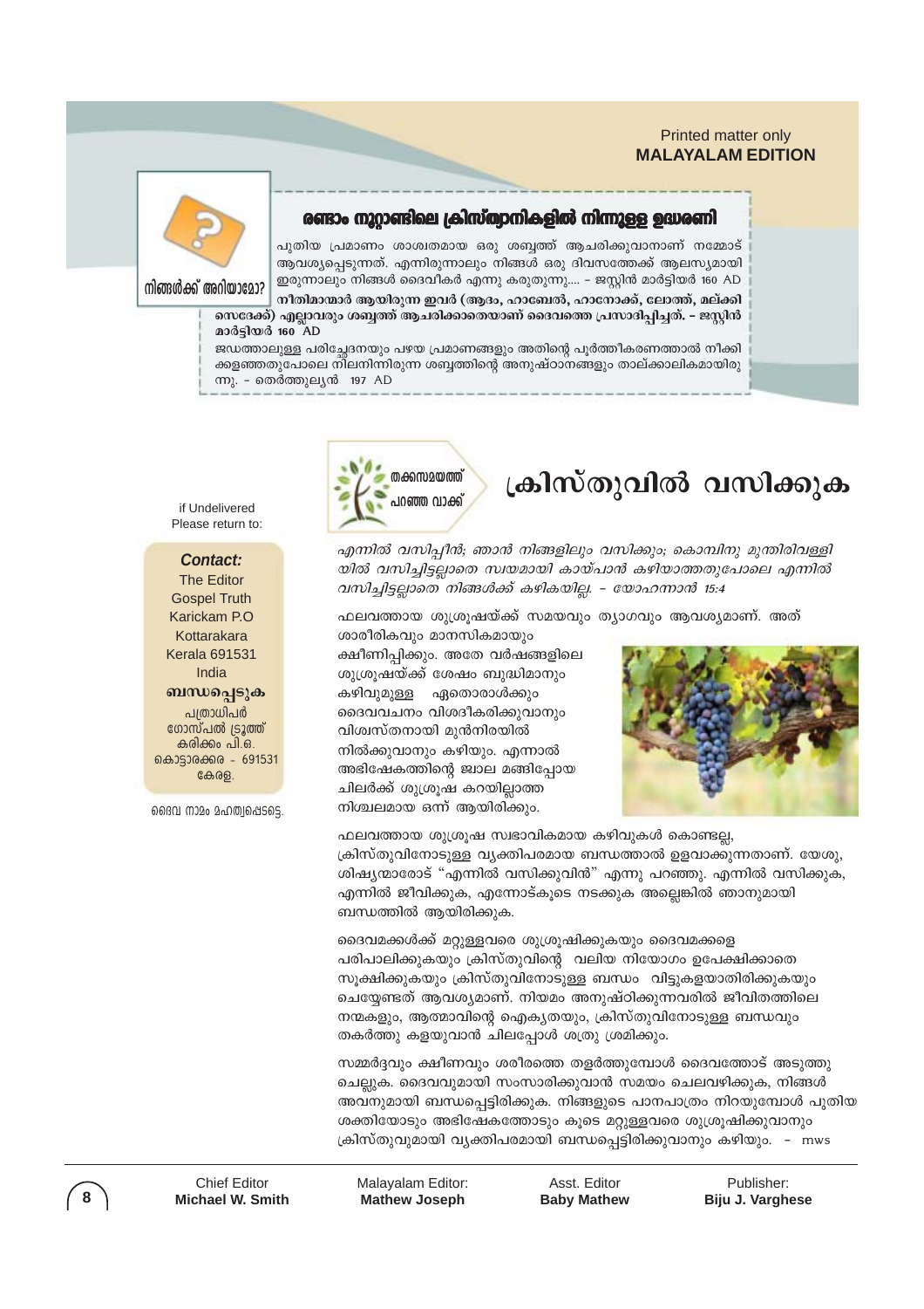Printed matter only
**MALAYALAM EDITION**

## രണ്ടാം നൂറ്റാണ്ടിലെ ക്രിസ്ത്യാനികളിൽ നിന്നുള്ള ഉദ്ധരണി

**നിങ്ങൾക്ക് അറിയാമോ?**

പുതിയ പ്രമാണം ശാശ്വതമായ ഒരു ശബ്ബത്ത് ആചരിക്കുവാനാണ് നമ്മോട് ആവശ്യപ്പെടുന്നത്. എന്നിരുന്നാലും നിങ്ങൾ ഒരു ദിവസത്തേക്ക് ആലസ്യമായി ഇരുന്നാലും നിങ്ങൾ ദൈവീകർ എന്നു കരുതുന്നു.... – ജസ്റ്റിൻ മാർട്ടിയർ 160 AD

**നീതിമാന്മാർ ആയിരുന്ന ഇവർ (ആദം, ഹാബേൽ, ഹാനോക്ക്, ലോത്ത്, മല്ക്കിസെദേക്ക്) എല്ലാവരും ശബ്ബത്ത് ആചരിക്കാതെയാണ് ദൈവത്തെ പ്രസാദിപ്പിച്ചത്. – ജസ്റ്റിൻ മാർട്ടിയർ 160 AD**

ജഡത്താലുള്ള പരിച്ഛേദനയും പഴയ പ്രമാണങ്ങളും അതിന്റെ പൂർത്തീകരണത്താൽ നീക്കിക്കളഞ്ഞതുപോലെ നിലനിന്നിരുന്ന ശബ്ബത്തിന്റെ അനുഷ്ഠാനങ്ങളും താല്ക്കാലികമായിരുന്നു. – തെർത്തുല്യൻ 197 AD

if Undelivered
Please return to:

**Contact:**
The Editor
Gospel Truth
Karickam P.O
Kottarakara
Kerala 691531
India

**ബന്ധപ്പെടുക**
പത്രാധിപർ
ഗോസ്പൽ ട്രൂത്ത്
കരിക്കം പി.ഒ.
കൊട്ടാരക്കര - 691531
കേരള.

ദൈവ നാമം മഹത്വപ്പെടട്ടെ.

തക്കസമയത്ത് പറഞ്ഞ വാക്ക്

# ക്രിസ്തുവിൽ വസിക്കുക

*എന്നിൽ വസിപ്പീൻ; ഞാൻ നിങ്ങളിലും വസിക്കും; കൊമ്പിനു മുന്തിരിവള്ളിയിൽ വസിച്ചിട്ടല്ലാതെ സ്വയമായി കായ്പാൻ കഴിയാത്തതുപോലെ എന്നിൽ വസിച്ചിട്ടല്ലാതെ നിങ്ങൾക്ക് കഴികയില്ല. – യോഹന്നാൻ 15:4*

ഫലവത്തായ ശുശ്രൂഷയ്ക്ക് സമയവും ത്യാഗവും ആവശ്യമാണ്. അത് ശാരീരികവും മാനസികമായും ക്ഷീണിപ്പിക്കും. അതേ വർഷങ്ങളിലെ ശുശ്രൂഷയ്ക്ക് ശേഷം ബുദ്ധിമാനും കഴിവുമുള്ള ഏതൊരാൾക്കും ദൈവവചനം വിശദീകരിക്കുവാനും വിശ്വസ്തനായി മുൻനിരയിൽ നിൽക്കുവാനും കഴിയും. എന്നാൽ അഭിഷേകത്തിന്റെ ജ്വാല മങ്ങിപ്പോയ ചിലർക്ക് ശുശ്രൂഷ കറയില്ലാത്ത നിശ്ചലമായ ഒന്ന് ആയിരിക്കും.

ഫലവത്തായ ശുശ്രൂഷ സ്വഭാവികമായ കഴിവുകൾ കൊണ്ടല്ല, ക്രിസ്തുവിനോടുള്ള വ്യക്തിപരമായ ബന്ധത്താൽ ഉളവാക്കുന്നതാണ്. യേശു, ശിഷ്യന്മാരോട് "എന്നിൽ വസിക്കുവിൻ" എന്നു പറഞ്ഞു. എന്നിൽ വസിക്കുക, എന്നിൽ ജീവിക്കുക, എന്നോട്കൂടെ നടക്കുക അല്ലെങ്കിൽ ഞാനുമായി ബന്ധത്തിൽ ആയിരിക്കുക.

ദൈവമക്കൾക്ക് മറ്റുള്ളവരെ ശുശ്രൂഷിക്കുകയും ദൈവമക്കളെ പരിപാലിക്കുകയും ക്രിസ്തുവിന്റെ വലിയ നിയോഗം ഉപേക്ഷിക്കാതെ സൂക്ഷിക്കുകയും ക്രിസ്തുവിനോടുള്ള ബന്ധം വിട്ടുകളയാതിരിക്കുകയും ചെയ്യേണ്ടത് ആവശ്യമാണ്. നിയമം അനുഷ്ഠിക്കുന്നവരിൽ ജീവിതത്തിലെ നന്മകളും, ആത്മാവിന്റെ ഐക്യതയും, ക്രിസ്തുവിനോടുള്ള ബന്ധവും തകർത്തു കളയുവാൻ ചിലപ്പോൾ ശത്രു ശ്രമിക്കും.

സമ്മർദ്ദവും ക്ഷീണവും ശരീരത്തെ തളർത്തുമ്പോൾ ദൈവത്തോട് അടുത്തു ചെല്ലുക. ദൈവവുമായി സംസാരിക്കുവാൻ സമയം ചെലവഴിക്കുക, നിങ്ങൾ അവനുമായി ബന്ധപ്പെട്ടിരിക്കുക. നിങ്ങളുടെ പാനപാത്രം നിറയുമ്പോൾ പുതിയ ശക്തിയോടും അഭിഷേകത്തോടും കൂടെ മറ്റുള്ളവരെ ശുശ്രൂഷിക്കുവാനും ക്രിസ്തുവുമായി വ്യക്തിപരമായി ബന്ധപ്പെട്ടിരിക്കുവാനും കഴിയും. – mws

Chief Editor
**Michael W. Smith**

Malayalam Editor:
**Mathew Joseph**

Asst. Editor
**Baby Mathew**

Publisher:
**Biju J. Varghese**